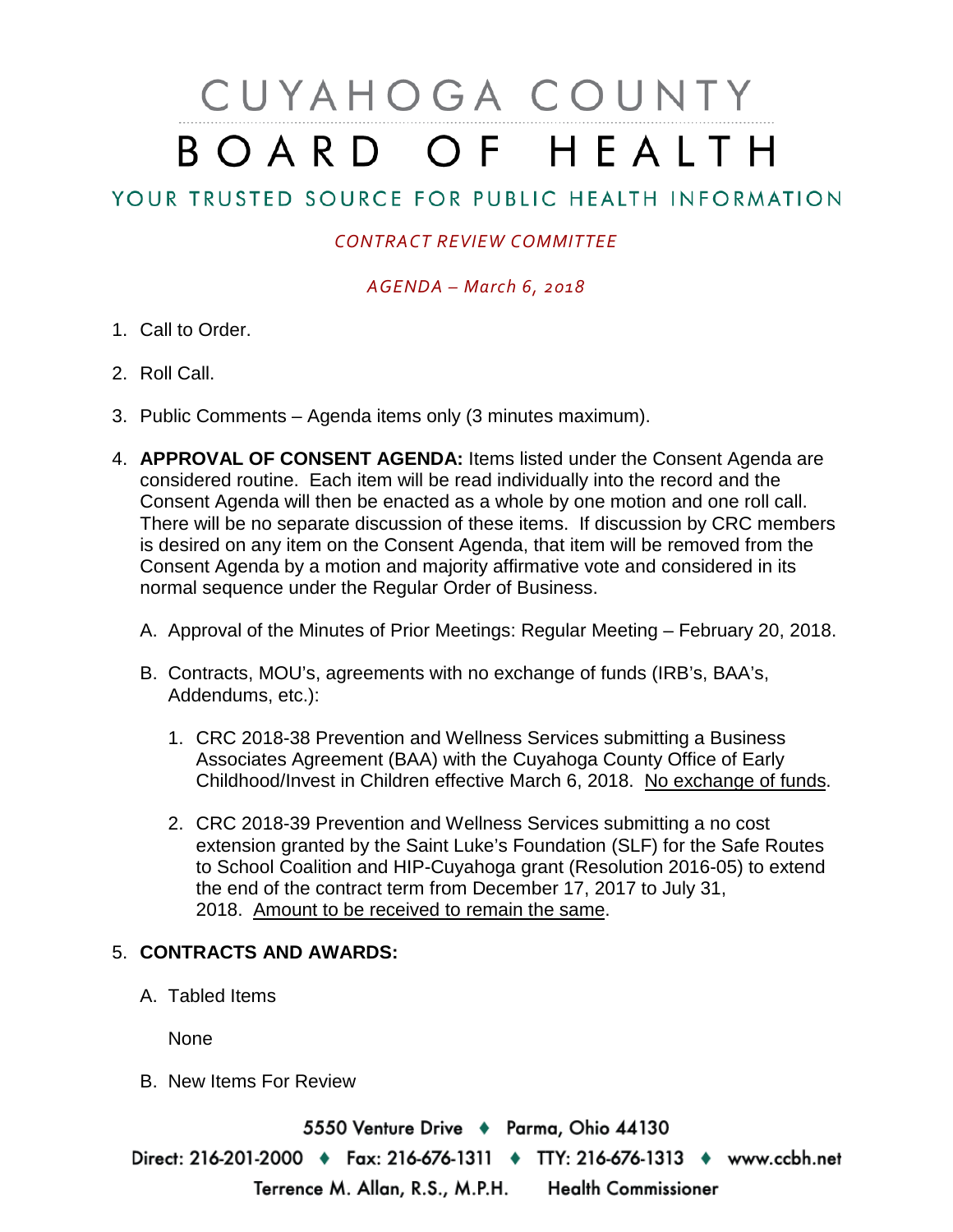# CUYAHOGA COUNTY BOARD OF HEALTH

## YOUR TRUSTED SOURCE FOR PUBLIC HEALTH INFORMATION

*CONTRACT REVIEW COMMITTEE*

*AGENDA – March 6, 2018*

1. Call to Order.

2. Roll Call.

3. Public Comments – Agenda items only (3 minutes maximum).

4. **APPROVAL OF CONSENT AGENDA:** Items listed under the Consent Agenda are considered routine. Each item will be read individually into the record and the Consent Agenda will then be enacted as a whole by one motion and one roll call. There will be no separate discussion of these items. If discussion by CRC members is desired on any item on the Consent Agenda, that item will be removed from the Consent Agenda by a motion and majority affirmative vote and considered in its normal sequence under the Regular Order of Business.

   A. Approval of the Minutes of Prior Meetings: Regular Meeting – February 20, 2018.

   B. Contracts, MOU's, agreements with no exchange of funds (IRB's, BAA's, Addendums, etc.):

      1. CRC 2018-38 Prevention and Wellness Services submitting a Business Associates Agreement (BAA) with the Cuyahoga County Office of Early Childhood/Invest in Children effective March 6, 2018. No exchange of funds.

      2. CRC 2018-39 Prevention and Wellness Services submitting a no cost extension granted by the Saint Luke's Foundation (SLF) for the Safe Routes to School Coalition and HIP-Cuyahoga grant (Resolution 2016-05) to extend the end of the contract term from December 17, 2017 to July 31, 2018. Amount to be received to remain the same.

5. **CONTRACTS AND AWARDS:**

   A. Tabled Items

      None

   B. New Items For Review

5550 Venture Drive ♦ Parma, Ohio 44130
Direct: 216-201-2000 ♦ Fax: 216-676-1311 ♦ TTY: 216-676-1313 ♦ www.ccbh.net
Terrence M. Allan, R.S., M.P.H. Health Commissioner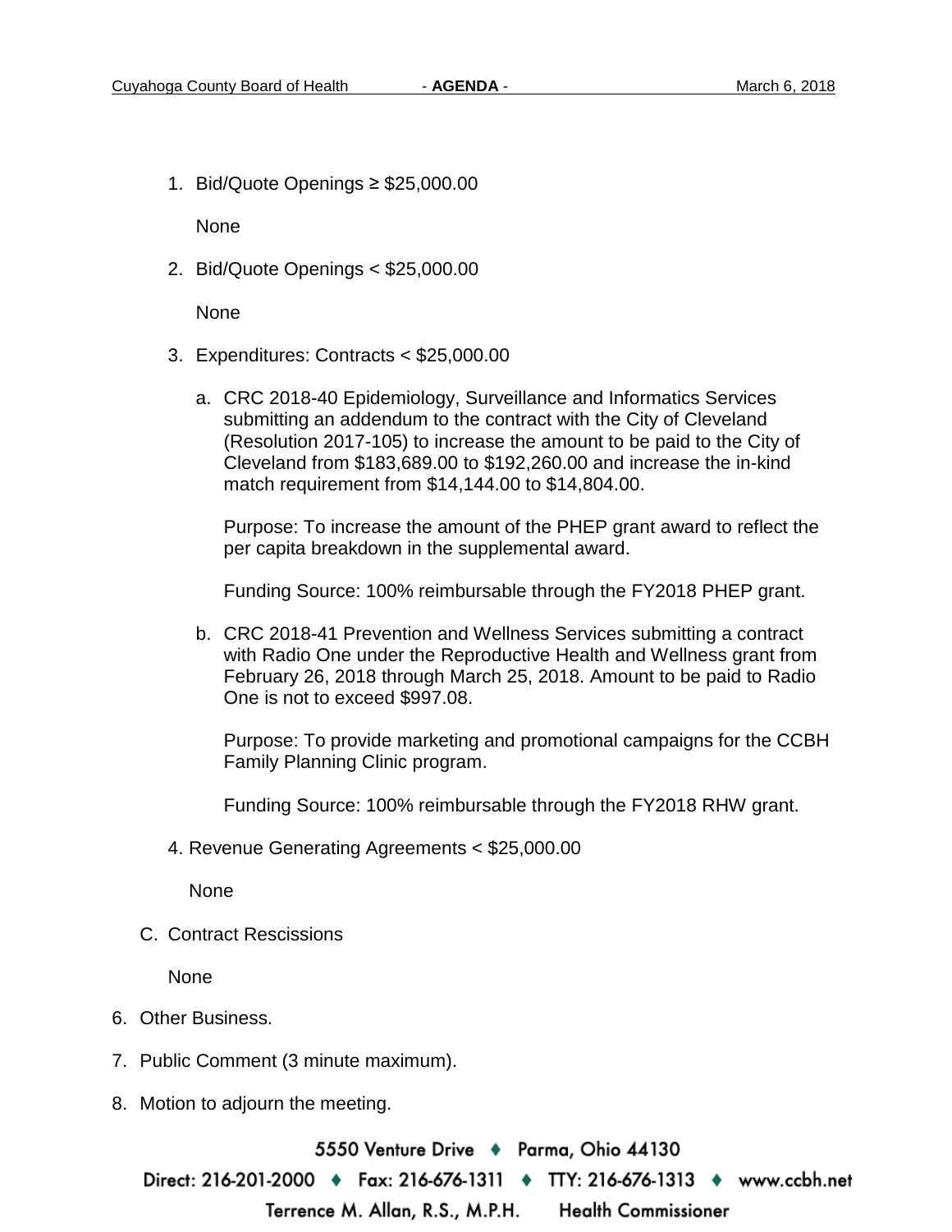1. Bid/Quote Openings ≥ $25,000.00

   None

2. Bid/Quote Openings < $25,000.00

   None

3. Expenditures: Contracts < $25,000.00

   a. CRC 2018-40 Epidemiology, Surveillance and Informatics Services submitting an addendum to the contract with the City of Cleveland (Resolution 2017-105) to increase the amount to be paid to the City of Cleveland from $183,689.00 to $192,260.00 and increase the in-kind match requirement from $14,144.00 to $14,804.00.

      Purpose: To increase the amount of the PHEP grant award to reflect the per capita breakdown in the supplemental award.

      Funding Source: 100% reimbursable through the FY2018 PHEP grant.

   b. CRC 2018-41 Prevention and Wellness Services submitting a contract with Radio One under the Reproductive Health and Wellness grant from February 26, 2018 through March 25, 2018. Amount to be paid to Radio One is not to exceed $997.08.

      Purpose: To provide marketing and promotional campaigns for the CCBH Family Planning Clinic program.

      Funding Source: 100% reimbursable through the FY2018 RHW grant.

4. Revenue Generating Agreements < $25,000.00

   None

C. Contract Rescissions

   None

6. Other Business.

7. Public Comment (3 minute maximum).

8. Motion to adjourn the meeting.